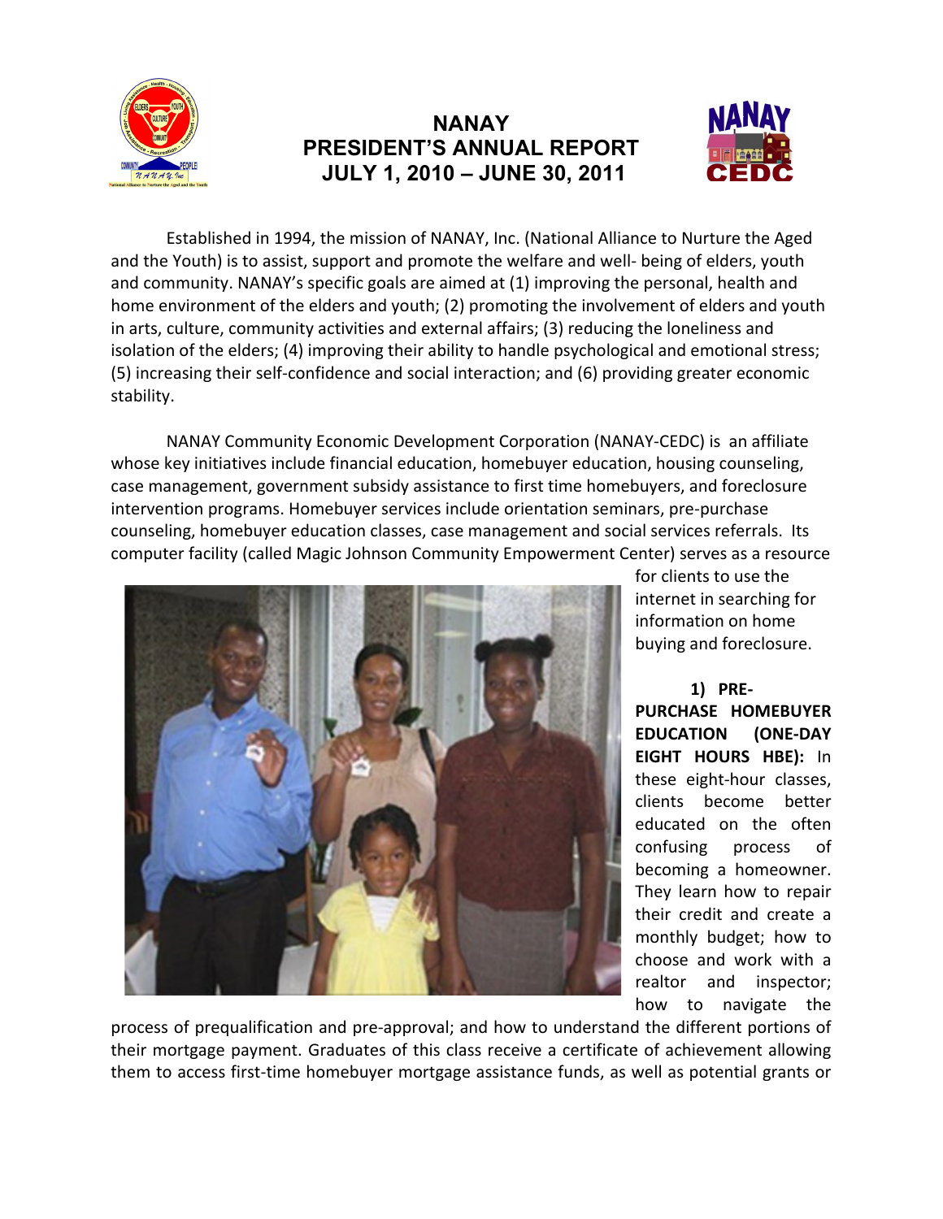# NANAY PRESIDENT'S ANNUAL REPORT JULY 1, 2010 – JUNE 30, 2011

Established in 1994, the mission of NANAY, Inc. (National Alliance to Nurture the Aged and the Youth) is to assist, support and promote the welfare and well- being of elders, youth and community. NANAY's specific goals are aimed at (1) improving the personal, health and home environment of the elders and youth; (2) promoting the involvement of elders and youth in arts, culture, community activities and external affairs; (3) reducing the loneliness and isolation of the elders; (4) improving their ability to handle psychological and emotional stress; (5) increasing their self-confidence and social interaction; and (6) providing greater economic stability.

NANAY Community Economic Development Corporation (NANAY-CEDC) is an affiliate whose key initiatives include financial education, homebuyer education, housing counseling, case management, government subsidy assistance to first time homebuyers, and foreclosure intervention programs. Homebuyer services include orientation seminars, pre-purchase counseling, homebuyer education classes, case management and social services referrals. Its computer facility (called Magic Johnson Community Empowerment Center) serves as a resource for clients to use the internet in searching for information on home buying and foreclosure.

**1) PRE-PURCHASE HOMEBUYER EDUCATION (ONE-DAY EIGHT HOURS HBE):** In these eight-hour classes, clients become better educated on the often confusing process of becoming a homeowner. They learn how to repair their credit and create a monthly budget; how to choose and work with a realtor and inspector; how to navigate the process of prequalification and pre-approval; and how to understand the different portions of their mortgage payment. Graduates of this class receive a certificate of achievement allowing them to access first-time homebuyer mortgage assistance funds, as well as potential grants or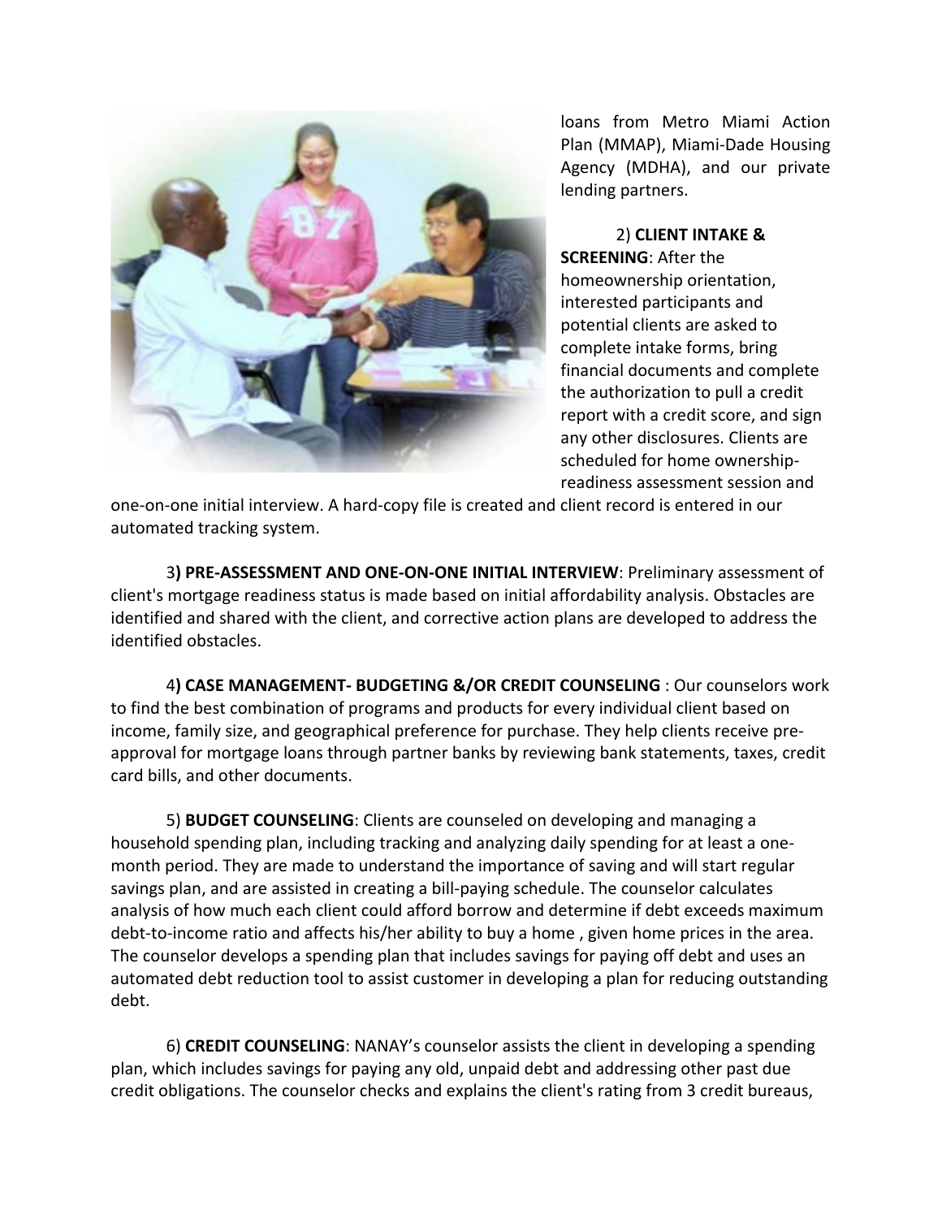loans from Metro Miami Action Plan (MMAP), Miami-Dade Housing Agency (MDHA), and our private lending partners.

2) **CLIENT INTAKE & SCREENING**: After the homeownership orientation, interested participants and potential clients are asked to complete intake forms, bring financial documents and complete the authorization to pull a credit report with a credit score, and sign any other disclosures. Clients are scheduled for home ownership-readiness assessment session and one-on-one initial interview. A hard-copy file is created and client record is entered in our automated tracking system.

3**) PRE-ASSESSMENT AND ONE-ON-ONE INITIAL INTERVIEW**: Preliminary assessment of client's mortgage readiness status is made based on initial affordability analysis. Obstacles are identified and shared with the client, and corrective action plans are developed to address the identified obstacles.

4**) CASE MANAGEMENT- BUDGETING &/OR CREDIT COUNSELING** : Our counselors work to find the best combination of programs and products for every individual client based on income, family size, and geographical preference for purchase. They help clients receive pre-approval for mortgage loans through partner banks by reviewing bank statements, taxes, credit card bills, and other documents.

5) **BUDGET COUNSELING**: Clients are counseled on developing and managing a household spending plan, including tracking and analyzing daily spending for at least a one-month period. They are made to understand the importance of saving and will start regular savings plan, and are assisted in creating a bill-paying schedule. The counselor calculates analysis of how much each client could afford borrow and determine if debt exceeds maximum debt-to-income ratio and affects his/her ability to buy a home , given home prices in the area. The counselor develops a spending plan that includes savings for paying off debt and uses an automated debt reduction tool to assist customer in developing a plan for reducing outstanding debt.

6) **CREDIT COUNSELING**: NANAY's counselor assists the client in developing a spending plan, which includes savings for paying any old, unpaid debt and addressing other past due credit obligations. The counselor checks and explains the client's rating from 3 credit bureaus,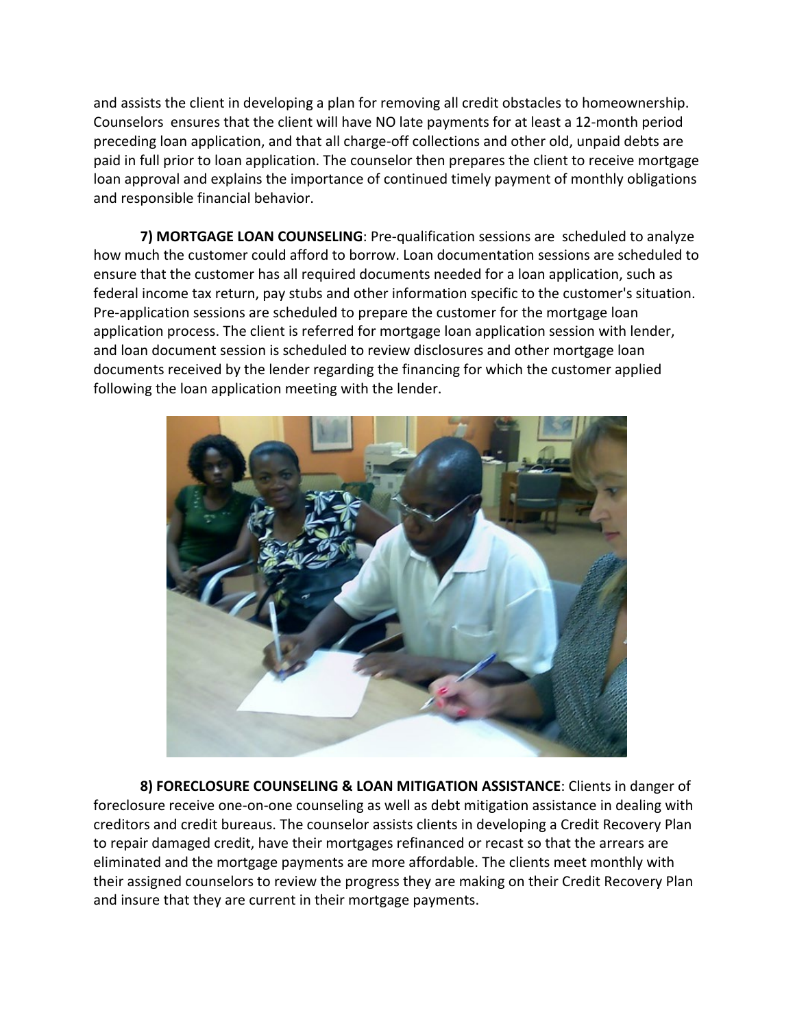and assists the client in developing a plan for removing all credit obstacles to homeownership. Counselors  ensures that the client will have NO late payments for at least a 12-month period preceding loan application, and that all charge-off collections and other old, unpaid debts are paid in full prior to loan application. The counselor then prepares the client to receive mortgage loan approval and explains the importance of continued timely payment of monthly obligations and responsible financial behavior.

**7) MORTGAGE LOAN COUNSELING**: Pre-qualification sessions are  scheduled to analyze how much the customer could afford to borrow. Loan documentation sessions are scheduled to ensure that the customer has all required documents needed for a loan application, such as federal income tax return, pay stubs and other information specific to the customer's situation. Pre-application sessions are scheduled to prepare the customer for the mortgage loan application process. The client is referred for mortgage loan application session with lender, and loan document session is scheduled to review disclosures and other mortgage loan documents received by the lender regarding the financing for which the customer applied following the loan application meeting with the lender.

**8) FORECLOSURE COUNSELING & LOAN MITIGATION ASSISTANCE**: Clients in danger of foreclosure receive one-on-one counseling as well as debt mitigation assistance in dealing with creditors and credit bureaus. The counselor assists clients in developing a Credit Recovery Plan to repair damaged credit, have their mortgages refinanced or recast so that the arrears are eliminated and the mortgage payments are more affordable. The clients meet monthly with their assigned counselors to review the progress they are making on their Credit Recovery Plan and insure that they are current in their mortgage payments.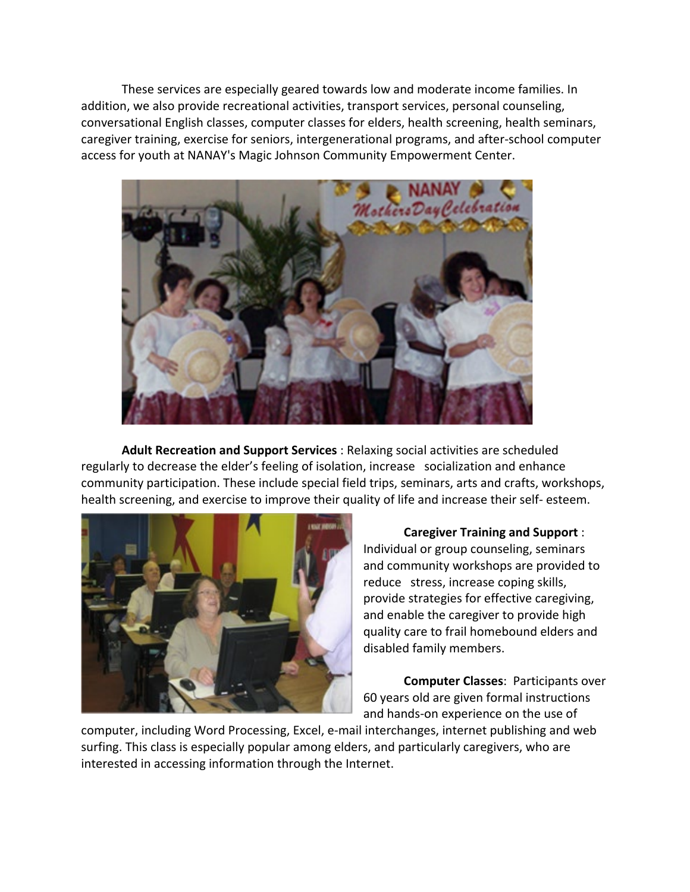These services are especially geared towards low and moderate income families. In addition, we also provide recreational activities, transport services, personal counseling, conversational English classes, computer classes for elders, health screening, health seminars, caregiver training, exercise for seniors, intergenerational programs, and after-school computer access for youth at NANAY's Magic Johnson Community Empowerment Center.

**Adult Recreation and Support Services** : Relaxing social activities are scheduled regularly to decrease the elder's feeling of isolation, increase socialization and enhance community participation. These include special field trips, seminars, arts and crafts, workshops, health screening, and exercise to improve their quality of life and increase their self- esteem.

**Caregiver Training and Support** : Individual or group counseling, seminars and community workshops are provided to reduce stress, increase coping skills, provide strategies for effective caregiving, and enable the caregiver to provide high quality care to frail homebound elders and disabled family members.

**Computer Classes**: Participants over 60 years old are given formal instructions and hands-on experience on the use of computer, including Word Processing, Excel, e-mail interchanges, internet publishing and web surfing. This class is especially popular among elders, and particularly caregivers, who are interested in accessing information through the Internet.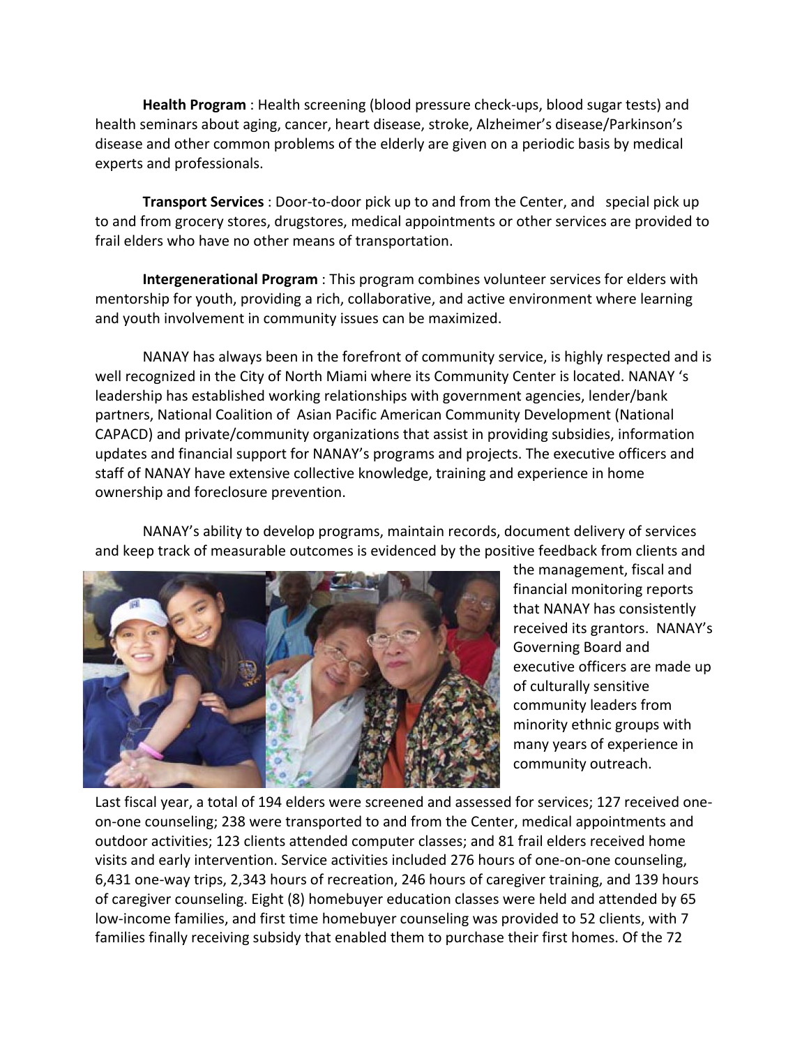**Health Program** : Health screening (blood pressure check-ups, blood sugar tests) and health seminars about aging, cancer, heart disease, stroke, Alzheimer's disease/Parkinson's disease and other common problems of the elderly are given on a periodic basis by medical experts and professionals.

**Transport Services** : Door-to-door pick up to and from the Center, and special pick up to and from grocery stores, drugstores, medical appointments or other services are provided to frail elders who have no other means of transportation.

**Intergenerational Program** : This program combines volunteer services for elders with mentorship for youth, providing a rich, collaborative, and active environment where learning and youth involvement in community issues can be maximized.

NANAY has always been in the forefront of community service, is highly respected and is well recognized in the City of North Miami where its Community Center is located. NANAY 's leadership has established working relationships with government agencies, lender/bank partners, National Coalition of Asian Pacific American Community Development (National CAPACD) and private/community organizations that assist in providing subsidies, information updates and financial support for NANAY's programs and projects. The executive officers and staff of NANAY have extensive collective knowledge, training and experience in home ownership and foreclosure prevention.

NANAY's ability to develop programs, maintain records, document delivery of services and keep track of measurable outcomes is evidenced by the positive feedback from clients and the management, fiscal and financial monitoring reports that NANAY has consistently received its grantors. NANAY's Governing Board and executive officers are made up of culturally sensitive community leaders from minority ethnic groups with many years of experience in community outreach.

Last fiscal year, a total of 194 elders were screened and assessed for services; 127 received one-on-one counseling; 238 were transported to and from the Center, medical appointments and outdoor activities; 123 clients attended computer classes; and 81 frail elders received home visits and early intervention. Service activities included 276 hours of one-on-one counseling, 6,431 one-way trips, 2,343 hours of recreation, 246 hours of caregiver training, and 139 hours of caregiver counseling. Eight (8) homebuyer education classes were held and attended by 65 low-income families, and first time homebuyer counseling was provided to 52 clients, with 7 families finally receiving subsidy that enabled them to purchase their first homes. Of the 72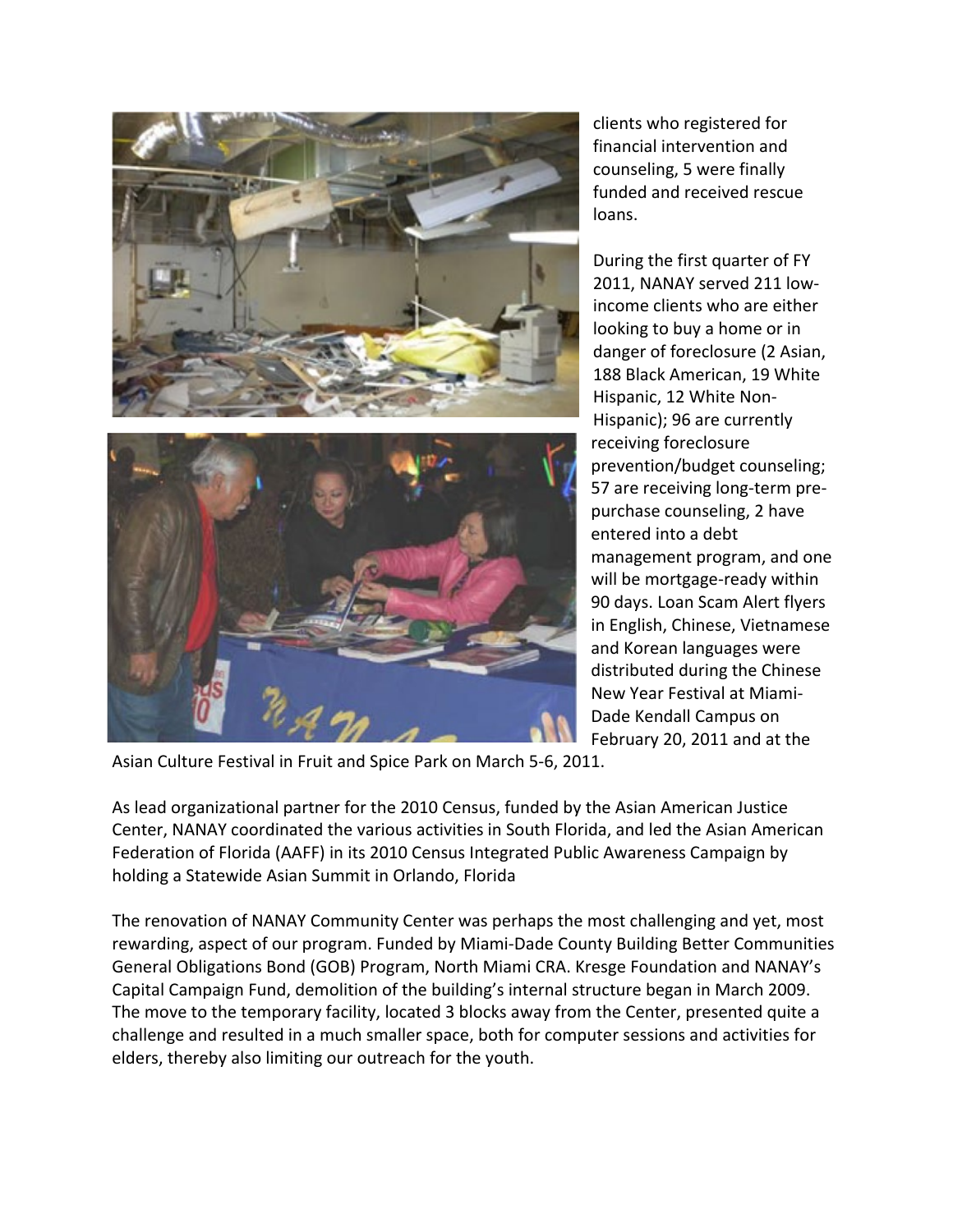clients who registered for financial intervention and counseling, 5 were finally funded and received rescue loans.

During the first quarter of FY 2011, NANAY served 211 low-income clients who are either looking to buy a home or in danger of foreclosure (2 Asian, 188 Black American, 19 White Hispanic, 12 White Non-Hispanic); 96 are currently receiving foreclosure prevention/budget counseling; 57 are receiving long-term pre-purchase counseling, 2 have entered into a debt management program, and one will be mortgage-ready within 90 days. Loan Scam Alert flyers in English, Chinese, Vietnamese and Korean languages were distributed during the Chinese New Year Festival at Miami-Dade Kendall Campus on February 20, 2011 and at the Asian Culture Festival in Fruit and Spice Park on March 5-6, 2011.

As lead organizational partner for the 2010 Census, funded by the Asian American Justice Center, NANAY coordinated the various activities in South Florida, and led the Asian American Federation of Florida (AAFF) in its 2010 Census Integrated Public Awareness Campaign by holding a Statewide Asian Summit in Orlando, Florida

The renovation of NANAY Community Center was perhaps the most challenging and yet, most rewarding, aspect of our program. Funded by Miami-Dade County Building Better Communities General Obligations Bond (GOB) Program, North Miami CRA. Kresge Foundation and NANAY's Capital Campaign Fund, demolition of the building's internal structure began in March 2009. The move to the temporary facility, located 3 blocks away from the Center, presented quite a challenge and resulted in a much smaller space, both for computer sessions and activities for elders, thereby also limiting our outreach for the youth.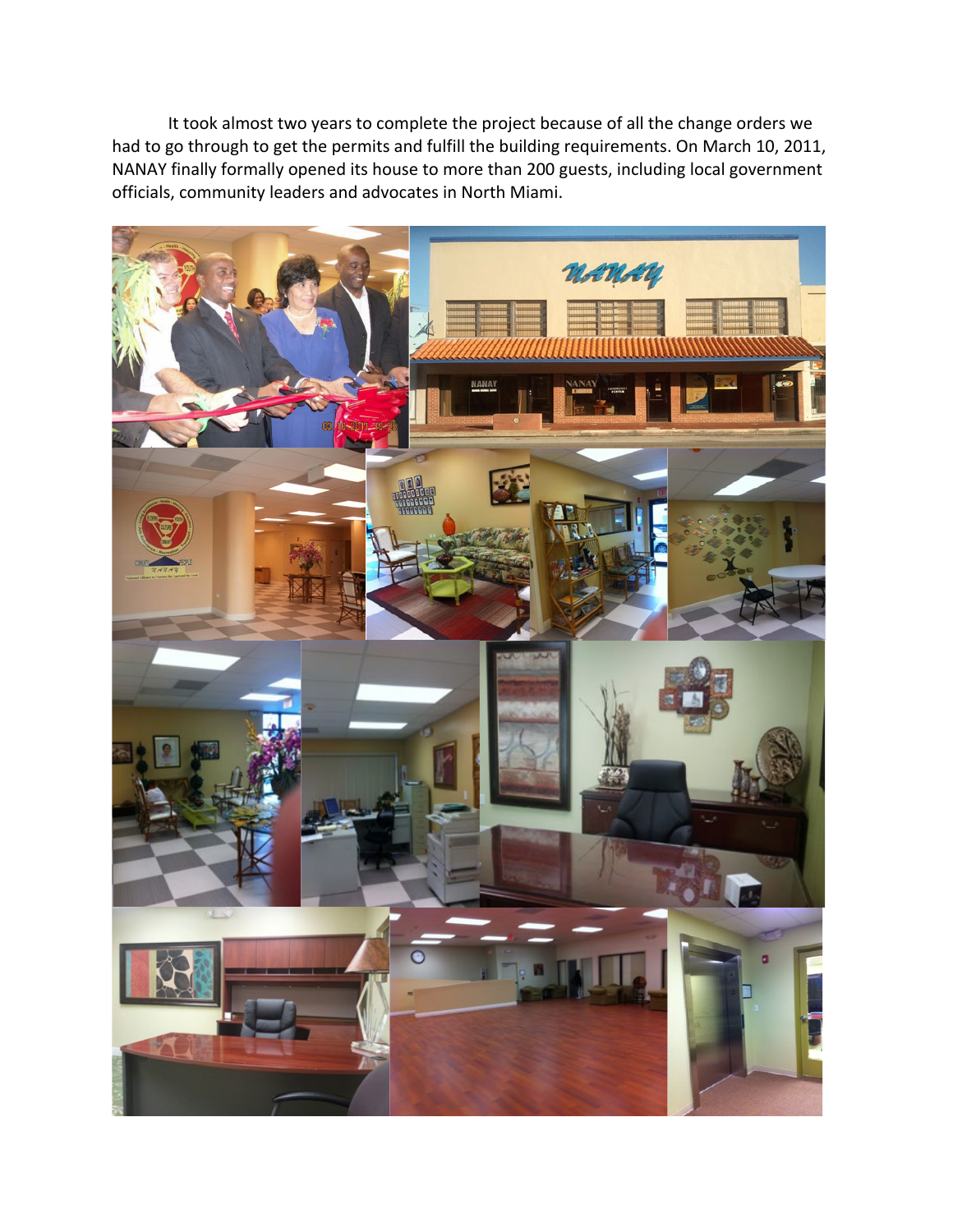It took almost two years to complete the project because of all the change orders we had to go through to get the permits and fulfill the building requirements. On March 10, 2011, NANAY finally formally opened its house to more than 200 guests, including local government officials, community leaders and advocates in North Miami.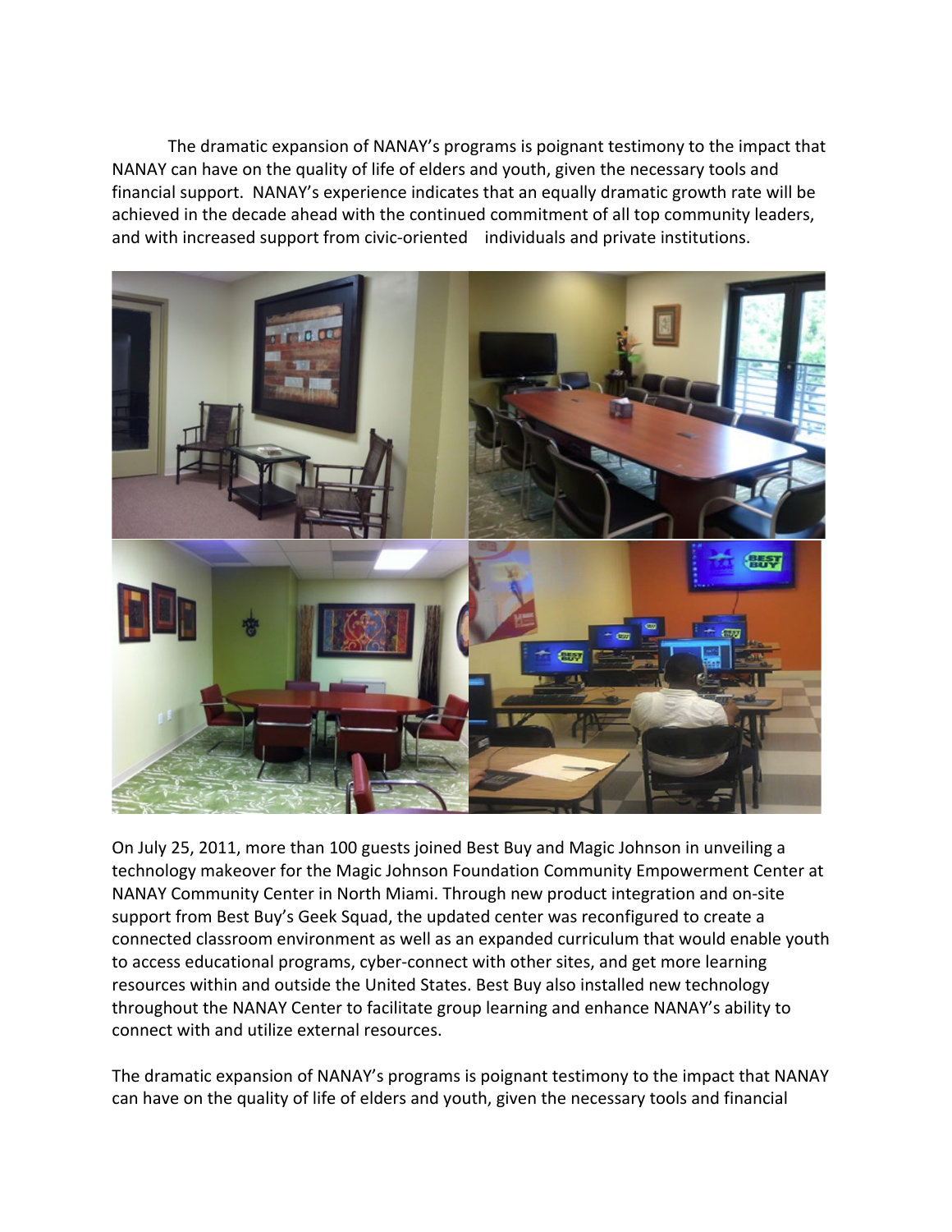The dramatic expansion of NANAY's programs is poignant testimony to the impact that NANAY can have on the quality of life of elders and youth, given the necessary tools and financial support. NANAY's experience indicates that an equally dramatic growth rate will be achieved in the decade ahead with the continued commitment of all top community leaders, and with increased support from civic-oriented individuals and private institutions.

On July 25, 2011, more than 100 guests joined Best Buy and Magic Johnson in unveiling a technology makeover for the Magic Johnson Foundation Community Empowerment Center at NANAY Community Center in North Miami. Through new product integration and on-site support from Best Buy's Geek Squad, the updated center was reconfigured to create a connected classroom environment as well as an expanded curriculum that would enable youth to access educational programs, cyber-connect with other sites, and get more learning resources within and outside the United States. Best Buy also installed new technology throughout the NANAY Center to facilitate group learning and enhance NANAY's ability to connect with and utilize external resources.

The dramatic expansion of NANAY's programs is poignant testimony to the impact that NANAY can have on the quality of life of elders and youth, given the necessary tools and financial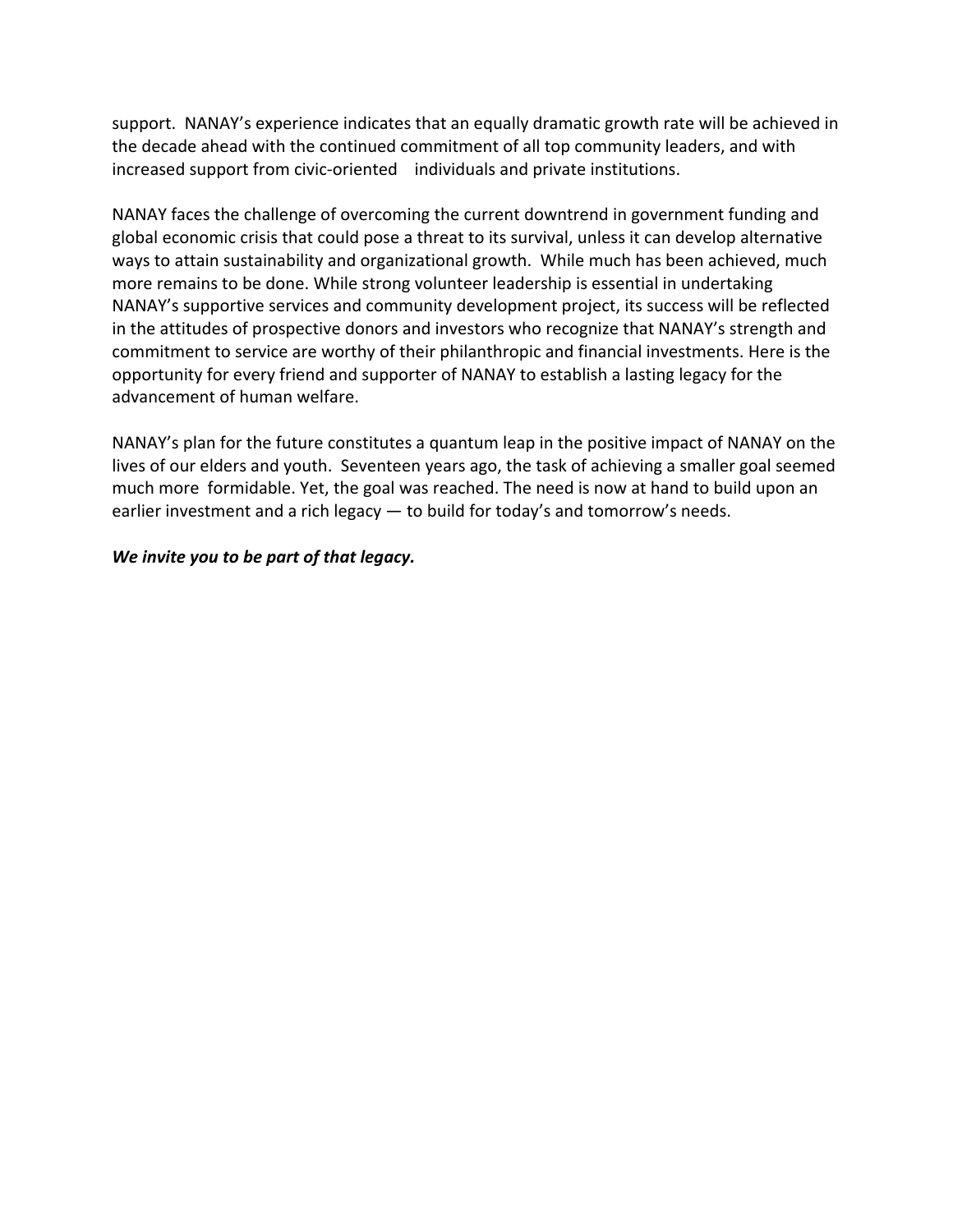support. NANAY's experience indicates that an equally dramatic growth rate will be achieved in the decade ahead with the continued commitment of all top community leaders, and with increased support from civic-oriented individuals and private institutions.

NANAY faces the challenge of overcoming the current downtrend in government funding and global economic crisis that could pose a threat to its survival, unless it can develop alternative ways to attain sustainability and organizational growth. While much has been achieved, much more remains to be done. While strong volunteer leadership is essential in undertaking NANAY's supportive services and community development project, its success will be reflected in the attitudes of prospective donors and investors who recognize that NANAY's strength and commitment to service are worthy of their philanthropic and financial investments. Here is the opportunity for every friend and supporter of NANAY to establish a lasting legacy for the advancement of human welfare.

NANAY's plan for the future constitutes a quantum leap in the positive impact of NANAY on the lives of our elders and youth. Seventeen years ago, the task of achieving a smaller goal seemed much more formidable. Yet, the goal was reached. The need is now at hand to build upon an earlier investment and a rich legacy — to build for today's and tomorrow's needs.

***We invite you to be part of that legacy.***